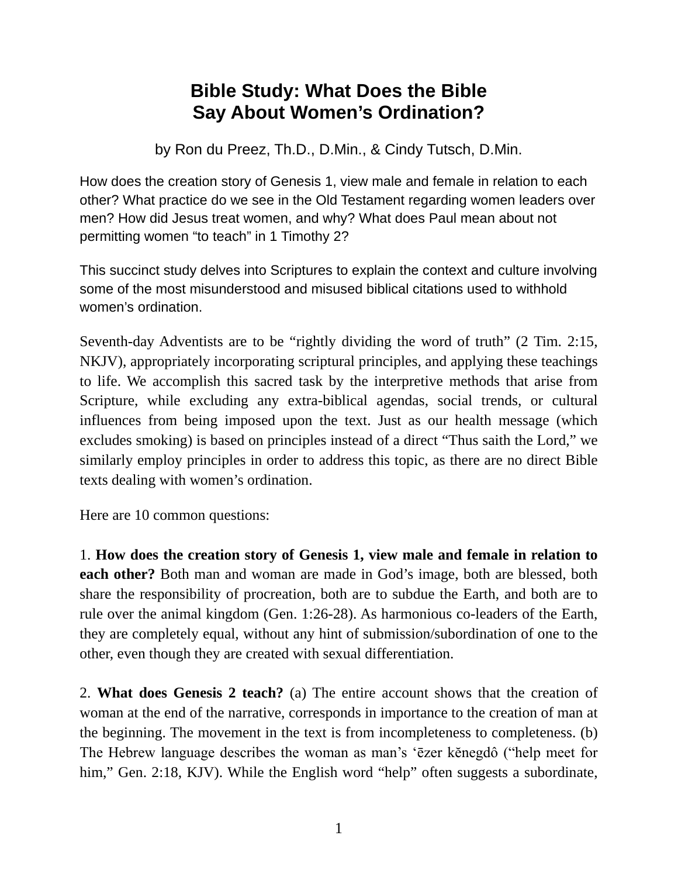# Bible Study: What Does the Bible Say About Women's Ordination?

by Ron du Preez, Th.D., D.Min., & Cindy Tutsch, D.Min.

How does the creation story of Genesis 1, view male and female in relation to each other? What practice do we see in the Old Testament regarding women leaders over men? How did Jesus treat women, and why? What does Paul mean about not permitting women "to teach" in 1 Timothy 2?

This succinct study delves into Scriptures to explain the context and culture involving some of the most misunderstood and misused biblical citations used to withhold women's ordination.

Seventh-day Adventists are to be "rightly dividing the word of truth" (2 Tim. 2:15, NKJV), appropriately incorporating scriptural principles, and applying these teachings to life. We accomplish this sacred task by the interpretive methods that arise from Scripture, while excluding any extra-biblical agendas, social trends, or cultural influences from being imposed upon the text. Just as our health message (which excludes smoking) is based on principles instead of a direct "Thus saith the Lord," we similarly employ principles in order to address this topic, as there are no direct Bible texts dealing with women's ordination.

Here are 10 common questions:

1. **How does the creation story of Genesis 1, view male and female in relation to each other?** Both man and woman are made in God's image, both are blessed, both share the responsibility of procreation, both are to subdue the Earth, and both are to rule over the animal kingdom (Gen. 1:26-28). As harmonious co-leaders of the Earth, they are completely equal, without any hint of submission/subordination of one to the other, even though they are created with sexual differentiation.

2. **What does Genesis 2 teach?** (a) The entire account shows that the creation of woman at the end of the narrative, corresponds in importance to the creation of man at the beginning. The movement in the text is from incompleteness to completeness. (b) The Hebrew language describes the woman as man's 'ēzer kĕnegdô ("help meet for him," Gen. 2:18, KJV). While the English word "help" often suggests a subordinate,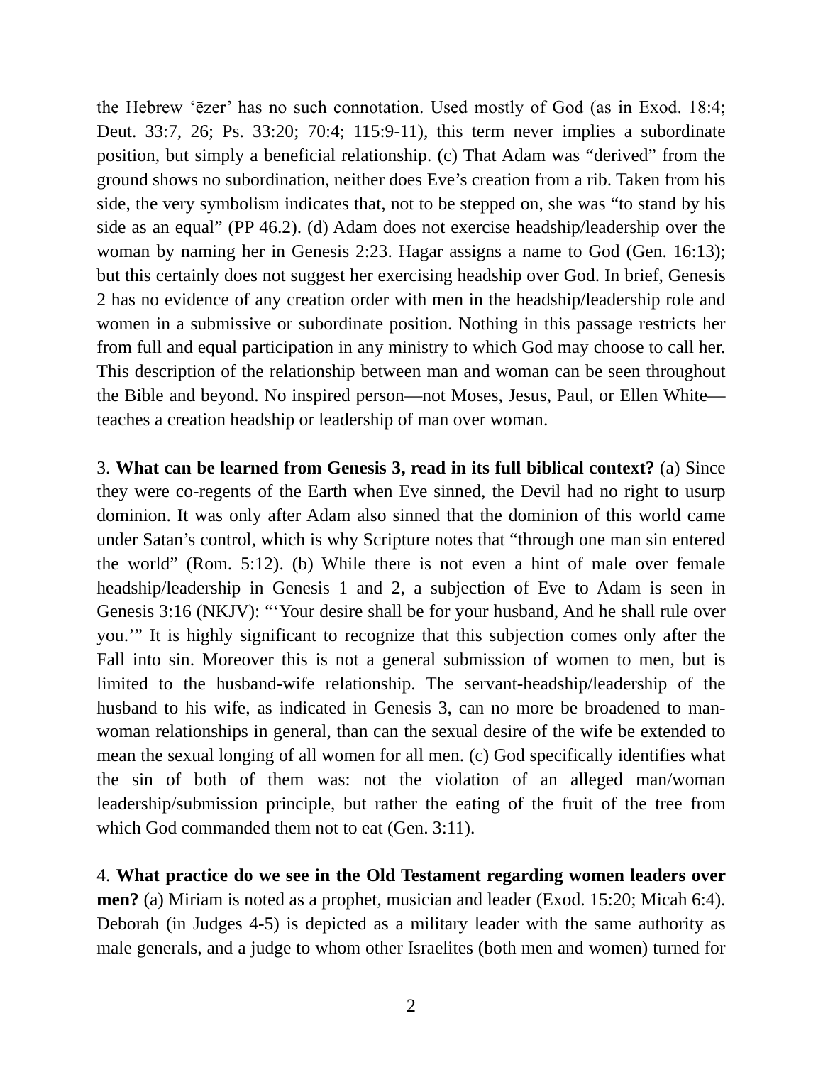the Hebrew ‘ēzer’ has no such connotation. Used mostly of God (as in Exod. 18:4; Deut. 33:7, 26; Ps. 33:20; 70:4; 115:9-11), this term never implies a subordinate position, but simply a beneficial relationship. (c) That Adam was “derived” from the ground shows no subordination, neither does Eve’s creation from a rib. Taken from his side, the very symbolism indicates that, not to be stepped on, she was “to stand by his side as an equal” (PP 46.2). (d) Adam does not exercise headship/leadership over the woman by naming her in Genesis 2:23. Hagar assigns a name to God (Gen. 16:13); but this certainly does not suggest her exercising headship over God. In brief, Genesis 2 has no evidence of any creation order with men in the headship/leadership role and women in a submissive or subordinate position. Nothing in this passage restricts her from full and equal participation in any ministry to which God may choose to call her. This description of the relationship between man and woman can be seen throughout the Bible and beyond. No inspired person—not Moses, Jesus, Paul, or Ellen White—teaches a creation headship or leadership of man over woman.

3. **What can be learned from Genesis 3, read in its full biblical context?** (a) Since they were co-regents of the Earth when Eve sinned, the Devil had no right to usurp dominion. It was only after Adam also sinned that the dominion of this world came under Satan’s control, which is why Scripture notes that “through one man sin entered the world” (Rom. 5:12). (b) While there is not even a hint of male over female headship/leadership in Genesis 1 and 2, a subjection of Eve to Adam is seen in Genesis 3:16 (NKJV): “‘Your desire shall be for your husband, And he shall rule over you.’” It is highly significant to recognize that this subjection comes only after the Fall into sin. Moreover this is not a general submission of women to men, but is limited to the husband-wife relationship. The servant-headship/leadership of the husband to his wife, as indicated in Genesis 3, can no more be broadened to man-woman relationships in general, than can the sexual desire of the wife be extended to mean the sexual longing of all women for all men. (c) God specifically identifies what the sin of both of them was: not the violation of an alleged man/woman leadership/submission principle, but rather the eating of the fruit of the tree from which God commanded them not to eat (Gen. 3:11).

4. **What practice do we see in the Old Testament regarding women leaders over men?** (a) Miriam is noted as a prophet, musician and leader (Exod. 15:20; Micah 6:4). Deborah (in Judges 4-5) is depicted as a military leader with the same authority as male generals, and a judge to whom other Israelites (both men and women) turned for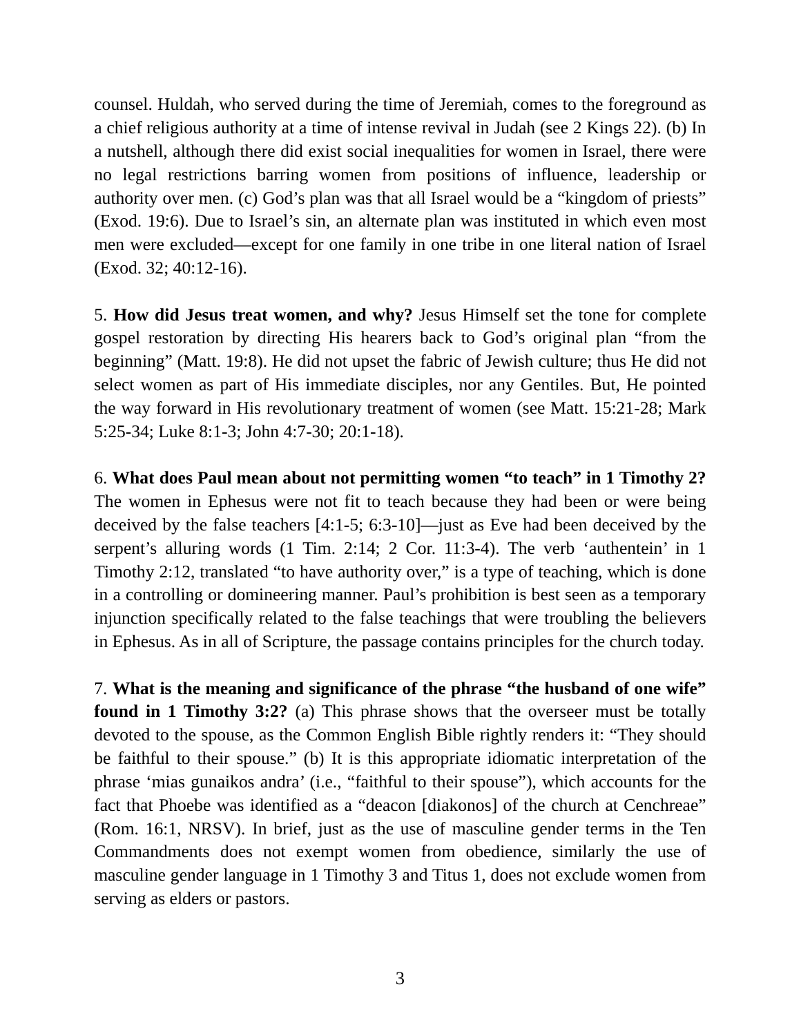counsel. Huldah, who served during the time of Jeremiah, comes to the foreground as a chief religious authority at a time of intense revival in Judah (see 2 Kings 22). (b) In a nutshell, although there did exist social inequalities for women in Israel, there were no legal restrictions barring women from positions of influence, leadership or authority over men. (c) God's plan was that all Israel would be a "kingdom of priests" (Exod. 19:6). Due to Israel's sin, an alternate plan was instituted in which even most men were excluded—except for one family in one tribe in one literal nation of Israel (Exod. 32; 40:12-16).

5. **How did Jesus treat women, and why?** Jesus Himself set the tone for complete gospel restoration by directing His hearers back to God's original plan "from the beginning" (Matt. 19:8). He did not upset the fabric of Jewish culture; thus He did not select women as part of His immediate disciples, nor any Gentiles. But, He pointed the way forward in His revolutionary treatment of women (see Matt. 15:21-28; Mark 5:25-34; Luke 8:1-3; John 4:7-30; 20:1-18).

6. **What does Paul mean about not permitting women "to teach" in 1 Timothy 2?** The women in Ephesus were not fit to teach because they had been or were being deceived by the false teachers [4:1-5; 6:3-10]—just as Eve had been deceived by the serpent's alluring words (1 Tim. 2:14; 2 Cor. 11:3-4). The verb 'authentein' in 1 Timothy 2:12, translated "to have authority over," is a type of teaching, which is done in a controlling or domineering manner. Paul's prohibition is best seen as a temporary injunction specifically related to the false teachings that were troubling the believers in Ephesus. As in all of Scripture, the passage contains principles for the church today.

7. **What is the meaning and significance of the phrase "the husband of one wife" found in 1 Timothy 3:2?** (a) This phrase shows that the overseer must be totally devoted to the spouse, as the Common English Bible rightly renders it: "They should be faithful to their spouse." (b) It is this appropriate idiomatic interpretation of the phrase 'mias gunaikos andra' (i.e., "faithful to their spouse"), which accounts for the fact that Phoebe was identified as a "deacon [diakonos] of the church at Cenchreae" (Rom. 16:1, NRSV). In brief, just as the use of masculine gender terms in the Ten Commandments does not exempt women from obedience, similarly the use of masculine gender language in 1 Timothy 3 and Titus 1, does not exclude women from serving as elders or pastors.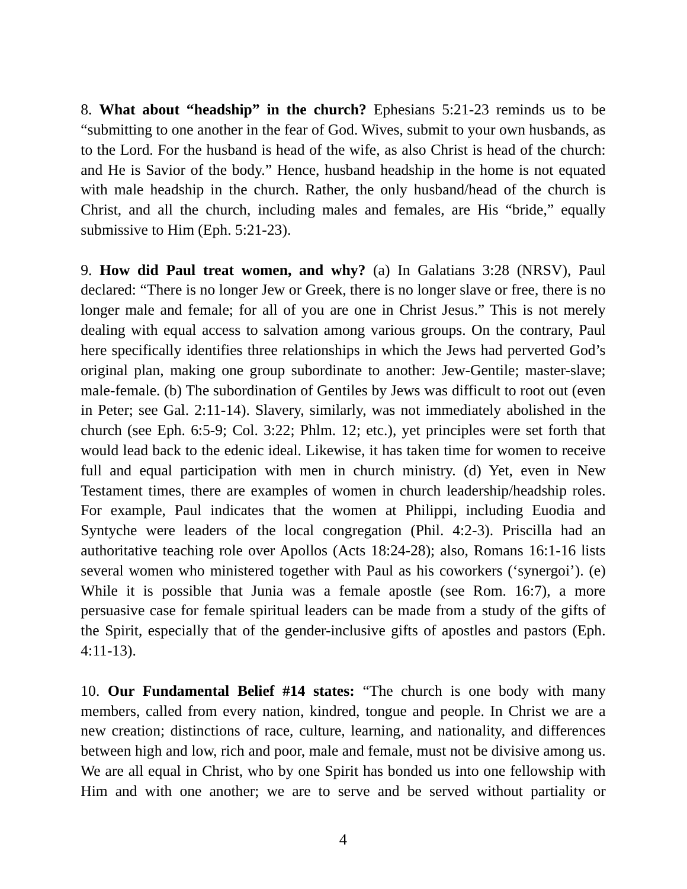8. **What about "headship" in the church?** Ephesians 5:21-23 reminds us to be "submitting to one another in the fear of God. Wives, submit to your own husbands, as to the Lord. For the husband is head of the wife, as also Christ is head of the church: and He is Savior of the body." Hence, husband headship in the home is not equated with male headship in the church. Rather, the only husband/head of the church is Christ, and all the church, including males and females, are His "bride," equally submissive to Him (Eph. 5:21-23).

9. **How did Paul treat women, and why?** (a) In Galatians 3:28 (NRSV), Paul declared: "There is no longer Jew or Greek, there is no longer slave or free, there is no longer male and female; for all of you are one in Christ Jesus." This is not merely dealing with equal access to salvation among various groups. On the contrary, Paul here specifically identifies three relationships in which the Jews had perverted God's original plan, making one group subordinate to another: Jew-Gentile; master-slave; male-female. (b) The subordination of Gentiles by Jews was difficult to root out (even in Peter; see Gal. 2:11-14). Slavery, similarly, was not immediately abolished in the church (see Eph. 6:5-9; Col. 3:22; Phlm. 12; etc.), yet principles were set forth that would lead back to the edenic ideal. Likewise, it has taken time for women to receive full and equal participation with men in church ministry. (d) Yet, even in New Testament times, there are examples of women in church leadership/headship roles. For example, Paul indicates that the women at Philippi, including Euodia and Syntyche were leaders of the local congregation (Phil. 4:2-3). Priscilla had an authoritative teaching role over Apollos (Acts 18:24-28); also, Romans 16:1-16 lists several women who ministered together with Paul as his coworkers ('synergoi'). (e) While it is possible that Junia was a female apostle (see Rom. 16:7), a more persuasive case for female spiritual leaders can be made from a study of the gifts of the Spirit, especially that of the gender-inclusive gifts of apostles and pastors (Eph. 4:11-13).

10. **Our Fundamental Belief #14 states:** "The church is one body with many members, called from every nation, kindred, tongue and people. In Christ we are a new creation; distinctions of race, culture, learning, and nationality, and differences between high and low, rich and poor, male and female, must not be divisive among us. We are all equal in Christ, who by one Spirit has bonded us into one fellowship with Him and with one another; we are to serve and be served without partiality or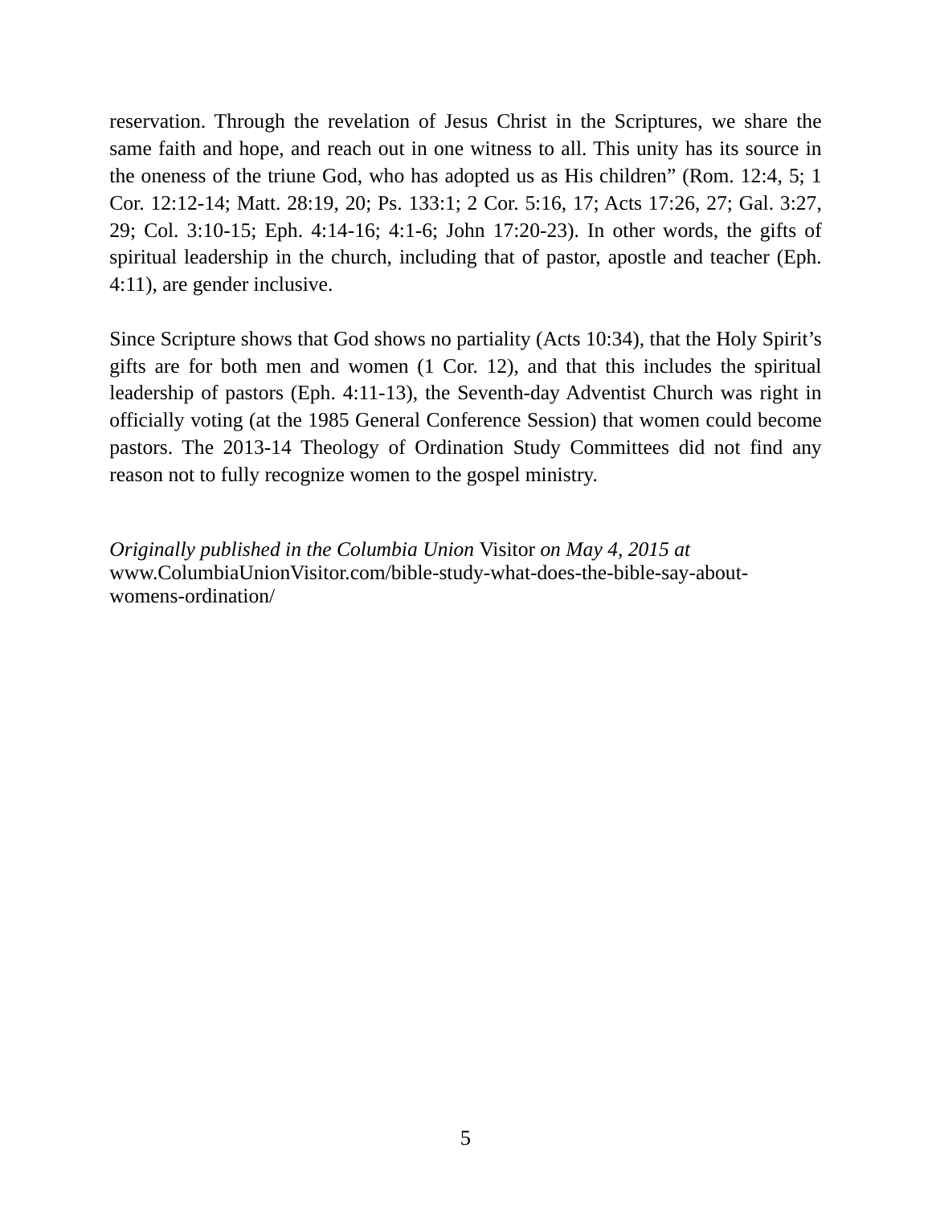reservation. Through the revelation of Jesus Christ in the Scriptures, we share the same faith and hope, and reach out in one witness to all. This unity has its source in the oneness of the triune God, who has adopted us as His children" (Rom. 12:4, 5; 1 Cor. 12:12-14; Matt. 28:19, 20; Ps. 133:1; 2 Cor. 5:16, 17; Acts 17:26, 27; Gal. 3:27, 29; Col. 3:10-15; Eph. 4:14-16; 4:1-6; John 17:20-23). In other words, the gifts of spiritual leadership in the church, including that of pastor, apostle and teacher (Eph. 4:11), are gender inclusive.

Since Scripture shows that God shows no partiality (Acts 10:34), that the Holy Spirit's gifts are for both men and women (1 Cor. 12), and that this includes the spiritual leadership of pastors (Eph. 4:11-13), the Seventh-day Adventist Church was right in officially voting (at the 1985 General Conference Session) that women could become pastors. The 2013-14 Theology of Ordination Study Committees did not find any reason not to fully recognize women to the gospel ministry.

*Originally published in the Columbia Union* Visitor *on May 4, 2015 at* www.ColumbiaUnionVisitor.com/bible-study-what-does-the-bible-say-about-womens-ordination/